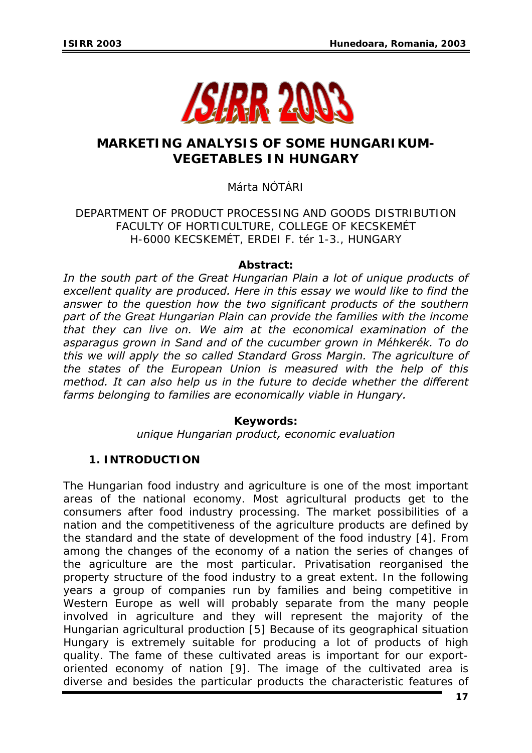# MARKETING ANALYSIS OF SOME HUNGARIKUM-VEGETABLES IN HUNGARY

Márta NÓTÁRI

DEPARTMENT OF PRODUCT PROCESSING AND GOODS DISTRIBUTION
FACULTY OF HORTICULTURE, COLLEGE OF KECSKEMÉT
H-6000 KECSKEMÉT, ERDEI F. tér 1-3., HUNGARY

**Abstract:**

*In the south part of the Great Hungarian Plain a lot of unique products of excellent quality are produced. Here in this essay we would like to find the answer to the question how the two significant products of the southern part of the Great Hungarian Plain can provide the families with the income that they can live on. We aim at the economical examination of the asparagus grown in Sand and of the cucumber grown in Méhkerék. To do this we will apply the so called Standard Gross Margin. The agriculture of the states of the European Union is measured with the help of this method. It can also help us in the future to decide whether the different farms belonging to families are economically viable in Hungary.*

**Keywords:**

*unique Hungarian product, economic evaluation*

## 1. INTRODUCTION

The Hungarian food industry and agriculture is one of the most important areas of the national economy. Most agricultural products get to the consumers after food industry processing. The market possibilities of a nation and the competitiveness of the agriculture products are defined by the standard and the state of development of the food industry [4]. From among the changes of the economy of a nation the series of changes of the agriculture are the most particular. Privatisation reorganised the property structure of the food industry to a great extent. In the following years a group of companies run by families and being competitive in Western Europe as well will probably separate from the many people involved in agriculture and they will represent the majority of the Hungarian agricultural production [5] Because of its geographical situation Hungary is extremely suitable for producing a lot of products of high quality. The fame of these cultivated areas is important for our export-oriented economy of nation [9]. The image of the cultivated area is diverse and besides the particular products the characteristic features of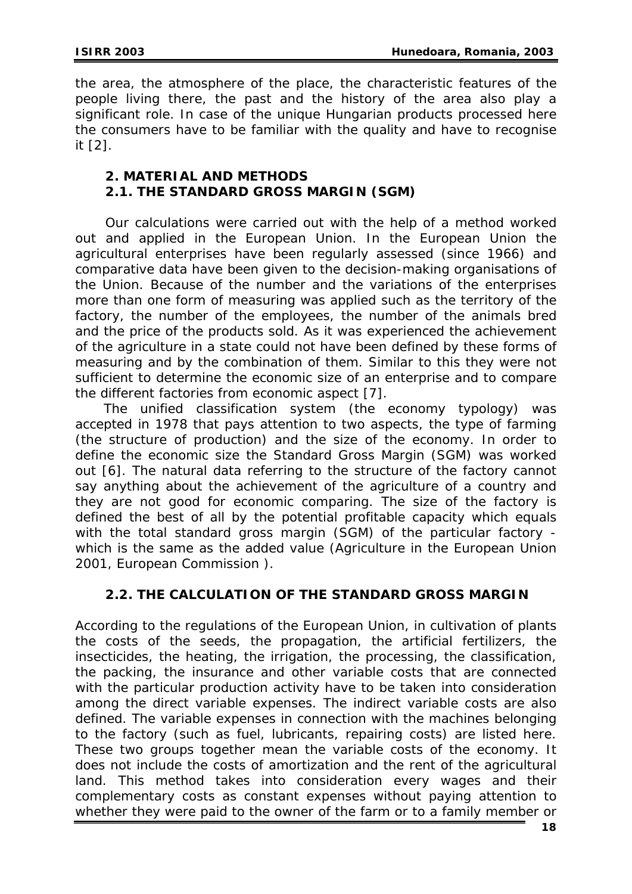the area, the atmosphere of the place, the characteristic features of the people living there, the past and the history of the area also play a significant role. In case of the unique Hungarian products processed here the consumers have to be familiar with the quality and have to recognise it [2].

## 2. MATERIAL AND METHODS

### 2.1. THE STANDARD GROSS MARGIN (SGM)

Our calculations were carried out with the help of a method worked out and applied in the European Union. In the European Union the agricultural enterprises have been regularly assessed (since 1966) and comparative data have been given to the decision-making organisations of the Union. Because of the number and the variations of the enterprises more than one form of measuring was applied such as the territory of the factory, the number of the employees, the number of the animals bred and the price of the products sold. As it was experienced the achievement of the agriculture in a state could not have been defined by these forms of measuring and by the combination of them. Similar to this they were not sufficient to determine the economic size of an enterprise and to compare the different factories from economic aspect [7].

The unified classification system (the economy typology) was accepted in 1978 that pays attention to two aspects, the type of farming (the structure of production) and the size of the economy. In order to define the economic size the Standard Gross Margin (SGM) was worked out [6]. The natural data referring to the structure of the factory cannot say anything about the achievement of the agriculture of a country and they are not good for economic comparing. The size of the factory is defined the best of all by the potential profitable capacity which equals with the total standard gross margin (SGM) of the particular factory - which is the same as the added value (Agriculture in the European Union 2001, European Commission ).

### 2.2. THE CALCULATION OF THE STANDARD GROSS MARGIN

According to the regulations of the European Union, in cultivation of plants the costs of the seeds, the propagation, the artificial fertilizers, the insecticides, the heating, the irrigation, the processing, the classification, the packing, the insurance and other variable costs that are connected with the particular production activity have to be taken into consideration among the direct variable expenses. The indirect variable costs are also defined. The variable expenses in connection with the machines belonging to the factory (such as fuel, lubricants, repairing costs) are listed here. These two groups together mean the variable costs of the economy. It does not include the costs of amortization and the rent of the agricultural land. This method takes into consideration every wages and their complementary costs as constant expenses without paying attention to whether they were paid to the owner of the farm or to a family member or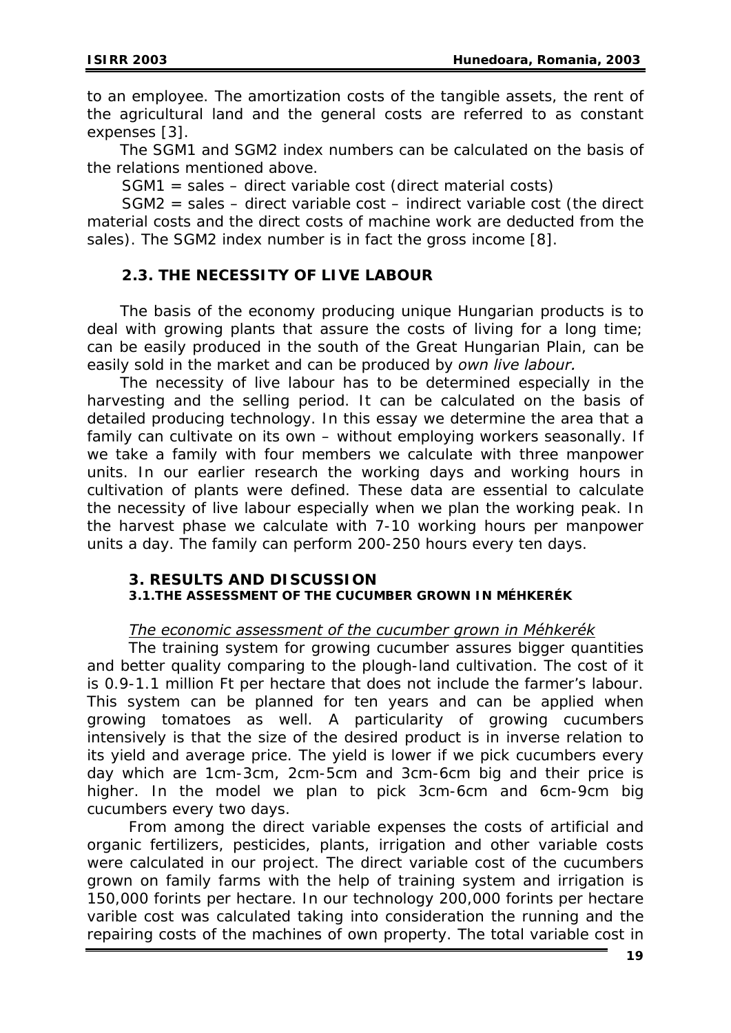to an employee. The amortization costs of the tangible assets, the rent of the agricultural land and the general costs are referred to as constant expenses [3].

The SGM1 and SGM2 index numbers can be calculated on the basis of the relations mentioned above.

SGM1 = sales – direct variable cost (direct material costs)

SGM2 = sales – direct variable cost – indirect variable cost (the direct material costs and the direct costs of machine work are deducted from the sales). The SGM2 index number is in fact the gross income [8].

### 2.3. THE NECESSITY OF LIVE LABOUR

The basis of the economy producing unique Hungarian products is to deal with growing plants that assure the costs of living for a long time; can be easily produced in the south of the Great Hungarian Plain, can be easily sold in the market and can be produced by *own live labour.*

The necessity of live labour has to be determined especially in the harvesting and the selling period. It can be calculated on the basis of detailed producing technology. In this essay we determine the area that a family can cultivate on its own – without employing workers seasonally. If we take a family with four members we calculate with three manpower units. In our earlier research the working days and working hours in cultivation of plants were defined. These data are essential to calculate the necessity of live labour especially when we plan the working peak. In the harvest phase we calculate with 7-10 working hours per manpower units a day. The family can perform 200-250 hours every ten days.

## 3. RESULTS AND DISCUSSION

### 3.1. THE ASSESSMENT OF THE CUCUMBER GROWN IN MÉHKERÉK

*The economic assessment of the cucumber grown in Méhkerék*

The training system for growing cucumber assures bigger quantities and better quality comparing to the plough-land cultivation. The cost of it is 0.9-1.1 million Ft per hectare that does not include the farmer's labour. This system can be planned for ten years and can be applied when growing tomatoes as well. A particularity of growing cucumbers intensively is that the size of the desired product is in inverse relation to its yield and average price. The yield is lower if we pick cucumbers every day which are 1cm-3cm, 2cm-5cm and 3cm-6cm big and their price is higher. In the model we plan to pick 3cm-6cm and 6cm-9cm big cucumbers every two days.

From among the direct variable expenses the costs of artificial and organic fertilizers, pesticides, plants, irrigation and other variable costs were calculated in our project. The direct variable cost of the cucumbers grown on family farms with the help of training system and irrigation is 150,000 forints per hectare. In our technology 200,000 forints per hectare varible cost was calculated taking into consideration the running and the repairing costs of the machines of own property. The total variable cost in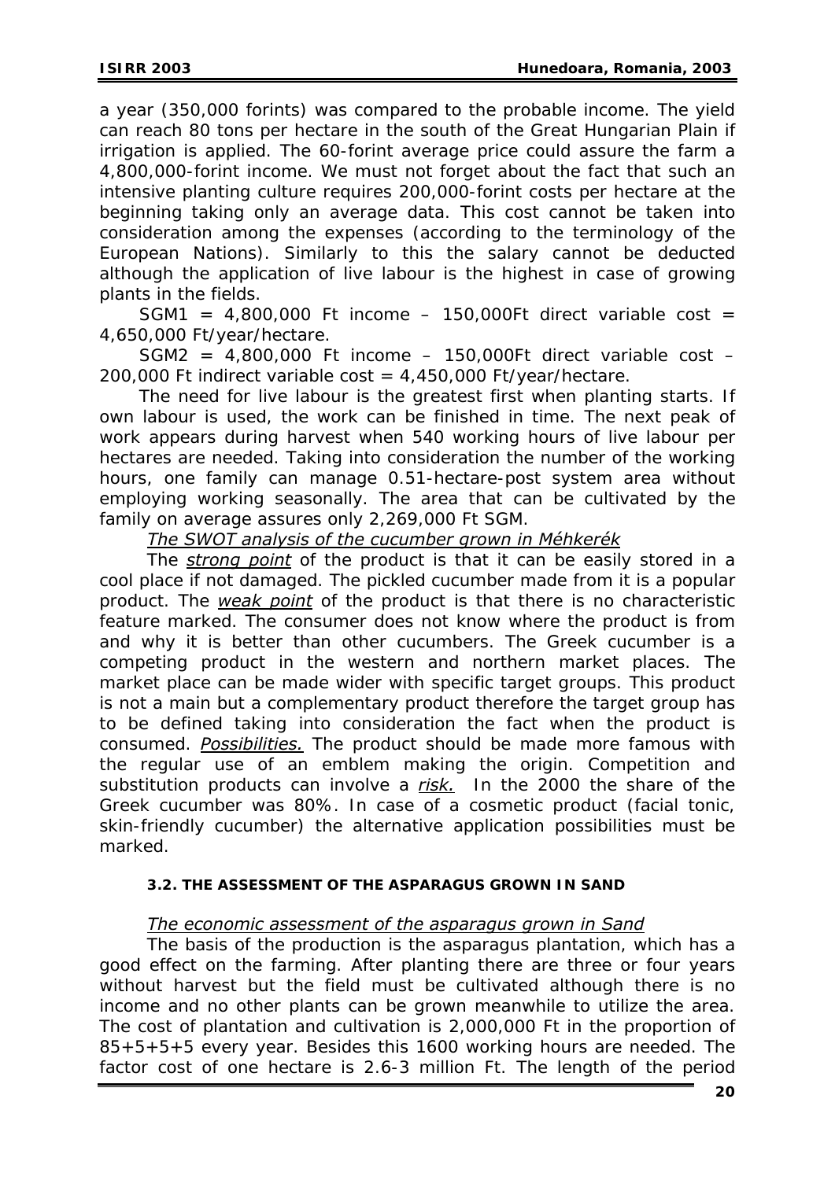a year (350,000 forints) was compared to the probable income. The yield can reach 80 tons per hectare in the south of the Great Hungarian Plain if irrigation is applied. The 60-forint average price could assure the farm a 4,800,000-forint income. We must not forget about the fact that such an intensive planting culture requires 200,000-forint costs per hectare at the beginning taking only an average data. This cost cannot be taken into consideration among the expenses (according to the terminology of the European Nations). Similarly to this the salary cannot be deducted although the application of live labour is the highest in case of growing plants in the fields.

SGM1 = 4,800,000 Ft income – 150,000Ft direct variable cost = 4,650,000 Ft/year/hectare.

SGM2 = 4,800,000 Ft income – 150,000Ft direct variable cost – 200,000 Ft indirect variable cost = 4,450,000 Ft/year/hectare.

The need for live labour is the greatest first when planting starts. If own labour is used, the work can be finished in time. The next peak of work appears during harvest when 540 working hours of live labour per hectares are needed. Taking into consideration the number of the working hours, one family can manage 0.51-hectare-post system area without employing working seasonally. The area that can be cultivated by the family on average assures only 2,269,000 Ft SGM.

*The SWOT analysis of the cucumber grown in Méhkerék*

The *strong point* of the product is that it can be easily stored in a cool place if not damaged. The pickled cucumber made from it is a popular product. The *weak point* of the product is that there is no characteristic feature marked. The consumer does not know where the product is from and why it is better than other cucumbers. The Greek cucumber is a competing product in the western and northern market places. The market place can be made wider with specific target groups. This product is not a main but a complementary product therefore the target group has to be defined taking into consideration the fact when the product is consumed. *Possibilities.* The product should be made more famous with the regular use of an emblem making the origin. Competition and substitution products can involve a *risk.* In the 2000 the share of the Greek cucumber was 80%. In case of a cosmetic product (facial tonic, skin-friendly cucumber) the alternative application possibilities must be marked.

### 3.2. THE ASSESSMENT OF THE ASPARAGUS GROWN IN SAND

*The economic assessment of the asparagus grown in Sand*

The basis of the production is the asparagus plantation, which has a good effect on the farming. After planting there are three or four years without harvest but the field must be cultivated although there is no income and no other plants can be grown meanwhile to utilize the area. The cost of plantation and cultivation is 2,000,000 Ft in the proportion of 85+5+5+5 every year. Besides this 1600 working hours are needed. The factor cost of one hectare is 2.6-3 million Ft. The length of the period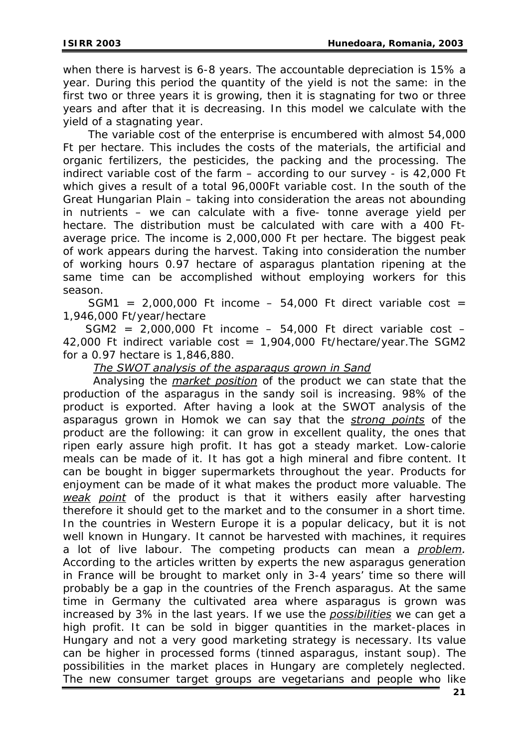when there is harvest is 6-8 years. The accountable depreciation is 15% a year. During this period the quantity of the yield is not the same: in the first two or three years it is growing, then it is stagnating for two or three years and after that it is decreasing. In this model we calculate with the yield of a stagnating year.

The variable cost of the enterprise is encumbered with almost 54,000 Ft per hectare. This includes the costs of the materials, the artificial and organic fertilizers, the pesticides, the packing and the processing. The indirect variable cost of the farm – according to our survey - is 42,000 Ft which gives a result of a total 96,000Ft variable cost. In the south of the Great Hungarian Plain – taking into consideration the areas not abounding in nutrients – we can calculate with a five- tonne average yield per hectare. The distribution must be calculated with care with a 400 Ft-average price. The income is 2,000,000 Ft per hectare. The biggest peak of work appears during the harvest. Taking into consideration the number of working hours 0.97 hectare of asparagus plantation ripening at the same time can be accomplished without employing workers for this season.

SGM1 = 2,000,000 Ft income – 54,000 Ft direct variable cost = 1,946,000 Ft/year/hectare

SGM2 = 2,000,000 Ft income – 54,000 Ft direct variable cost – 42,000 Ft indirect variable cost = 1,904,000 Ft/hectare/year.The SGM2 for a 0.97 hectare is 1,846,880.

*The SWOT analysis of the asparagus grown in Sand*

Analysing the *market position* of the product we can state that the production of the asparagus in the sandy soil is increasing. 98% of the product is exported. After having a look at the SWOT analysis of the asparagus grown in Homok we can say that the *strong points* of the product are the following: it can grow in excellent quality, the ones that ripen early assure high profit. It has got a steady market. Low-calorie meals can be made of it. It has got a high mineral and fibre content. It can be bought in bigger supermarkets throughout the year. Products for enjoyment can be made of it what makes the product more valuable. The *weak point* of the product is that it withers easily after harvesting therefore it should get to the market and to the consumer in a short time. In the countries in Western Europe it is a popular delicacy, but it is not well known in Hungary. It cannot be harvested with machines, it requires a lot of live labour. The competing products can mean a *problem.* According to the articles written by experts the new asparagus generation in France will be brought to market only in 3-4 years' time so there will probably be a gap in the countries of the French asparagus. At the same time in Germany the cultivated area where asparagus is grown was increased by 3% in the last years. If we use the *possibilities* we can get a high profit. It can be sold in bigger quantities in the market-places in Hungary and not a very good marketing strategy is necessary. Its value can be higher in processed forms (tinned asparagus, instant soup). The possibilities in the market places in Hungary are completely neglected. The new consumer target groups are vegetarians and people who like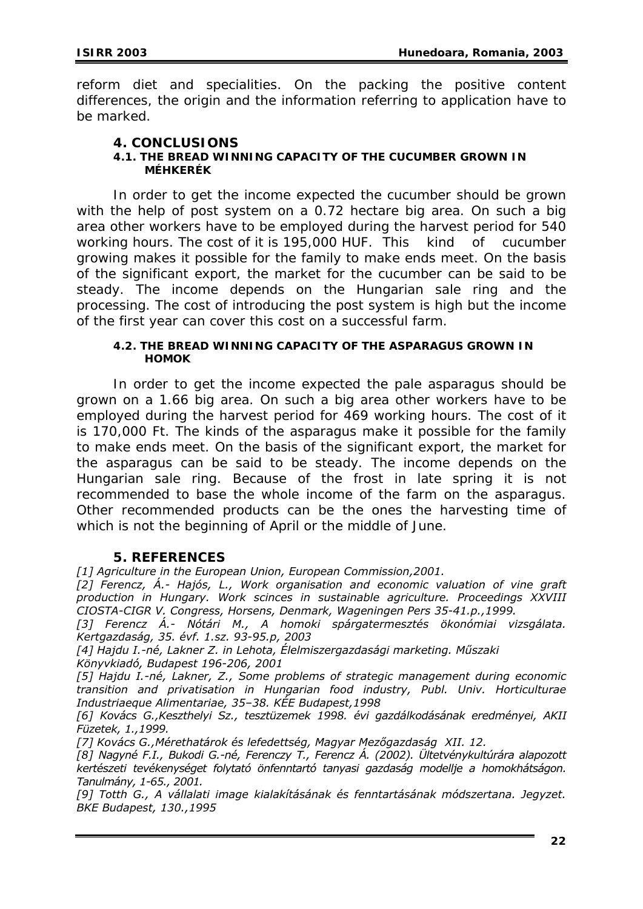reform diet and specialities. On the packing the positive content differences, the origin and the information referring to application have to be marked.

## 4. CONCLUSIONS

### 4.1. THE BREAD WINNING CAPACITY OF THE CUCUMBER GROWN IN MÉHKERÉK

In order to get the income expected the cucumber should be grown with the help of post system on a 0.72 hectare big area. On such a big area other workers have to be employed during the harvest period for 540 working hours. The cost of it is 195,000 HUF. This kind of cucumber growing makes it possible for the family to make ends meet. On the basis of the significant export, the market for the cucumber can be said to be steady. The income depends on the Hungarian sale ring and the processing. The cost of introducing the post system is high but the income of the first year can cover this cost on a successful farm.

### 4.2. THE BREAD WINNING CAPACITY OF THE ASPARAGUS GROWN IN HOMOK

In order to get the income expected the pale asparagus should be grown on a 1.66 big area. On such a big area other workers have to be employed during the harvest period for 469 working hours. The cost of it is 170,000 Ft. The kinds of the asparagus make it possible for the family to make ends meet. On the basis of the significant export, the market for the asparagus can be said to be steady. The income depends on the Hungarian sale ring. Because of the frost in late spring it is not recommended to base the whole income of the farm on the asparagus. Other recommended products can be the ones the harvesting time of which is not the beginning of April or the middle of June.

## 5. REFERENCES

*[1] Agriculture in the European Union, European Commission,2001.*

*[2] Ferencz, Á.- Hajós, L., Work organisation and economic valuation of vine graft production in Hungary. Work scinces in sustainable agriculture. Proceedings XXVIII CIOSTA-CIGR V. Congress, Horsens, Denmark, Wageningen Pers 35-41.p.,1999.*

*[3] Ferencz Á.- Nótári M., A homoki spárgatermesztés ökonómiai vizsgálata. Kertgazdaság, 35. évf. 1.sz. 93-95.p, 2003*

*[4] Hajdu I.-né, Lakner Z. in Lehota, Élelmiszergazdasági marketing. Műszaki Könyvkiadó, Budapest 196-206, 2001*

*[5] Hajdu I.-né, Lakner, Z., Some problems of strategic management during economic transition and privatisation in Hungarian food industry, Publ. Univ. Horticulturae Industriaeque Alimentariae, 35–38. KÉE Budapest,1998*

*[6] Kovács G.,Keszthelyi Sz., tesztüzemek 1998. évi gazdálkodásának eredményei, AKII Füzetek, 1.,1999.*

*[7] Kovács G.,Mérethatárok és lefedettség, Magyar Mezőgazdaság XII. 12.*

*[8] Nagyné F.I., Bukodi G.-né, Ferenczy T., Ferencz Á. (2002). Ültetvénykultúrára alapozott kertészeti tevékenységet folytató önfenntartó tanyasi gazdaság modellje a homokhátságon. Tanulmány, 1-65., 2001.*

*[9] Totth G., A vállalati image kialakításának és fenntartásának módszertana. Jegyzet. BKE Budapest, 130.,1995*